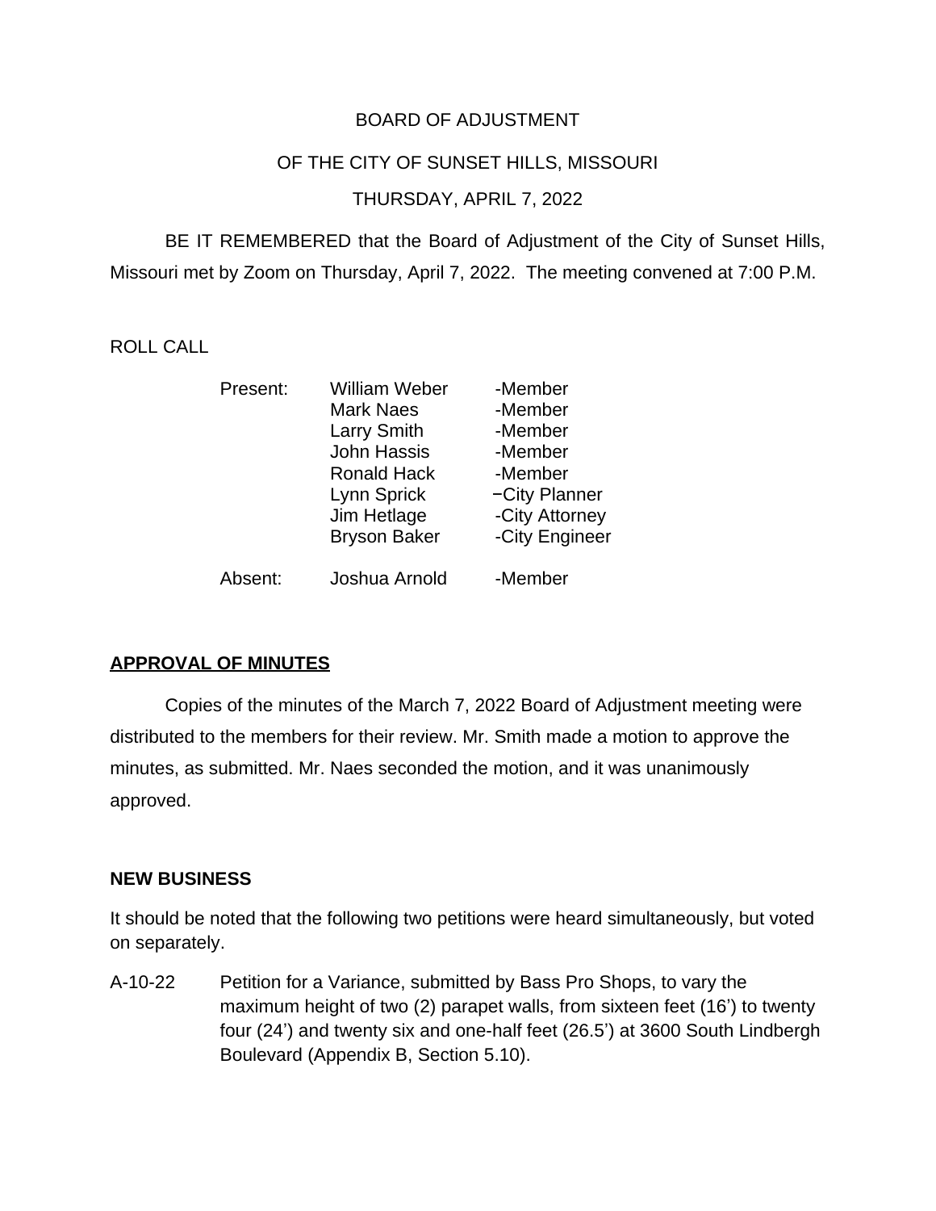BOARD OF ADJUSTMENT

OF THE CITY OF SUNSET HILLS, MISSOURI

THURSDAY, APRIL 7, 2022

BE IT REMEMBERED that the Board of Adjustment of the City of Sunset Hills, Missouri met by Zoom on Thursday, April 7, 2022. The meeting convened at 7:00 P.M.

ROLL CALL

| | | |
|---|---|---|
| Present: | William Weber | -Member |
| | Mark Naes | -Member |
| | Larry Smith | -Member |
| | John Hassis | -Member |
| | Ronald Hack | -Member |
| | Lynn Sprick | −City Planner |
| | Jim Hetlage | -City Attorney |
| | Bryson Baker | -City Engineer |
| Absent: | Joshua Arnold | -Member |

**APPROVAL OF MINUTES**

Copies of the minutes of the March 7, 2022 Board of Adjustment meeting were distributed to the members for their review. Mr. Smith made a motion to approve the minutes, as submitted. Mr. Naes seconded the motion, and it was unanimously approved.

**NEW BUSINESS**

It should be noted that the following two petitions were heard simultaneously, but voted on separately.

A-10-22 Petition for a Variance, submitted by Bass Pro Shops, to vary the maximum height of two (2) parapet walls, from sixteen feet (16') to twenty four (24') and twenty six and one-half feet (26.5') at 3600 South Lindbergh Boulevard (Appendix B, Section 5.10).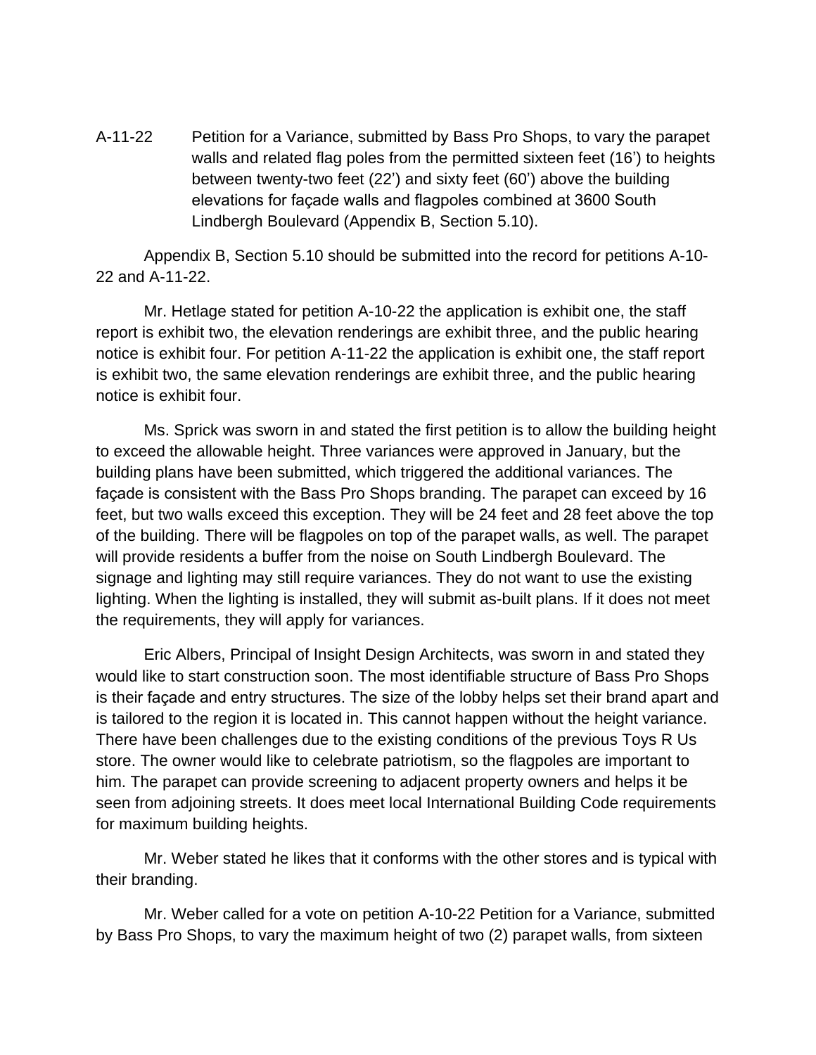A-11-22 Petition for a Variance, submitted by Bass Pro Shops, to vary the parapet walls and related flag poles from the permitted sixteen feet (16') to heights between twenty-two feet (22') and sixty feet (60') above the building elevations for façade walls and flagpoles combined at 3600 South Lindbergh Boulevard (Appendix B, Section 5.10).

Appendix B, Section 5.10 should be submitted into the record for petitions A-10-22 and A-11-22.

Mr. Hetlage stated for petition A-10-22 the application is exhibit one, the staff report is exhibit two, the elevation renderings are exhibit three, and the public hearing notice is exhibit four. For petition A-11-22 the application is exhibit one, the staff report is exhibit two, the same elevation renderings are exhibit three, and the public hearing notice is exhibit four.

Ms. Sprick was sworn in and stated the first petition is to allow the building height to exceed the allowable height. Three variances were approved in January, but the building plans have been submitted, which triggered the additional variances. The façade is consistent with the Bass Pro Shops branding. The parapet can exceed by 16 feet, but two walls exceed this exception. They will be 24 feet and 28 feet above the top of the building. There will be flagpoles on top of the parapet walls, as well. The parapet will provide residents a buffer from the noise on South Lindbergh Boulevard. The signage and lighting may still require variances. They do not want to use the existing lighting. When the lighting is installed, they will submit as-built plans. If it does not meet the requirements, they will apply for variances.

Eric Albers, Principal of Insight Design Architects, was sworn in and stated they would like to start construction soon. The most identifiable structure of Bass Pro Shops is their façade and entry structures. The size of the lobby helps set their brand apart and is tailored to the region it is located in. This cannot happen without the height variance. There have been challenges due to the existing conditions of the previous Toys R Us store. The owner would like to celebrate patriotism, so the flagpoles are important to him. The parapet can provide screening to adjacent property owners and helps it be seen from adjoining streets. It does meet local International Building Code requirements for maximum building heights.

Mr. Weber stated he likes that it conforms with the other stores and is typical with their branding.

Mr. Weber called for a vote on petition A-10-22 Petition for a Variance, submitted by Bass Pro Shops, to vary the maximum height of two (2) parapet walls, from sixteen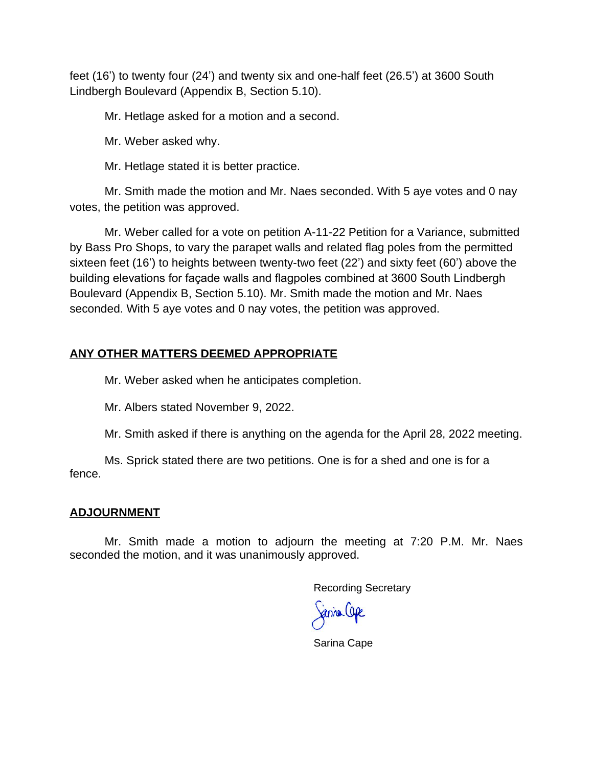feet (16') to twenty four (24') and twenty six and one-half feet (26.5') at 3600 South Lindbergh Boulevard (Appendix B, Section 5.10).

Mr. Hetlage asked for a motion and a second.

Mr. Weber asked why.

Mr. Hetlage stated it is better practice.

Mr. Smith made the motion and Mr. Naes seconded. With 5 aye votes and 0 nay votes, the petition was approved.

Mr. Weber called for a vote on petition A-11-22 Petition for a Variance, submitted by Bass Pro Shops, to vary the parapet walls and related flag poles from the permitted sixteen feet (16') to heights between twenty-two feet (22') and sixty feet (60') above the building elevations for façade walls and flagpoles combined at 3600 South Lindbergh Boulevard (Appendix B, Section 5.10). Mr. Smith made the motion and Mr. Naes seconded. With 5 aye votes and 0 nay votes, the petition was approved.

## ANY OTHER MATTERS DEEMED APPROPRIATE

Mr. Weber asked when he anticipates completion.

Mr. Albers stated November 9, 2022.

Mr. Smith asked if there is anything on the agenda for the April 28, 2022 meeting.

Ms. Sprick stated there are two petitions. One is for a shed and one is for a fence.

## ADJOURNMENT

Mr. Smith made a motion to adjourn the meeting at 7:20 P.M. Mr. Naes seconded the motion, and it was unanimously approved.

Recording Secretary

Sarina Cape